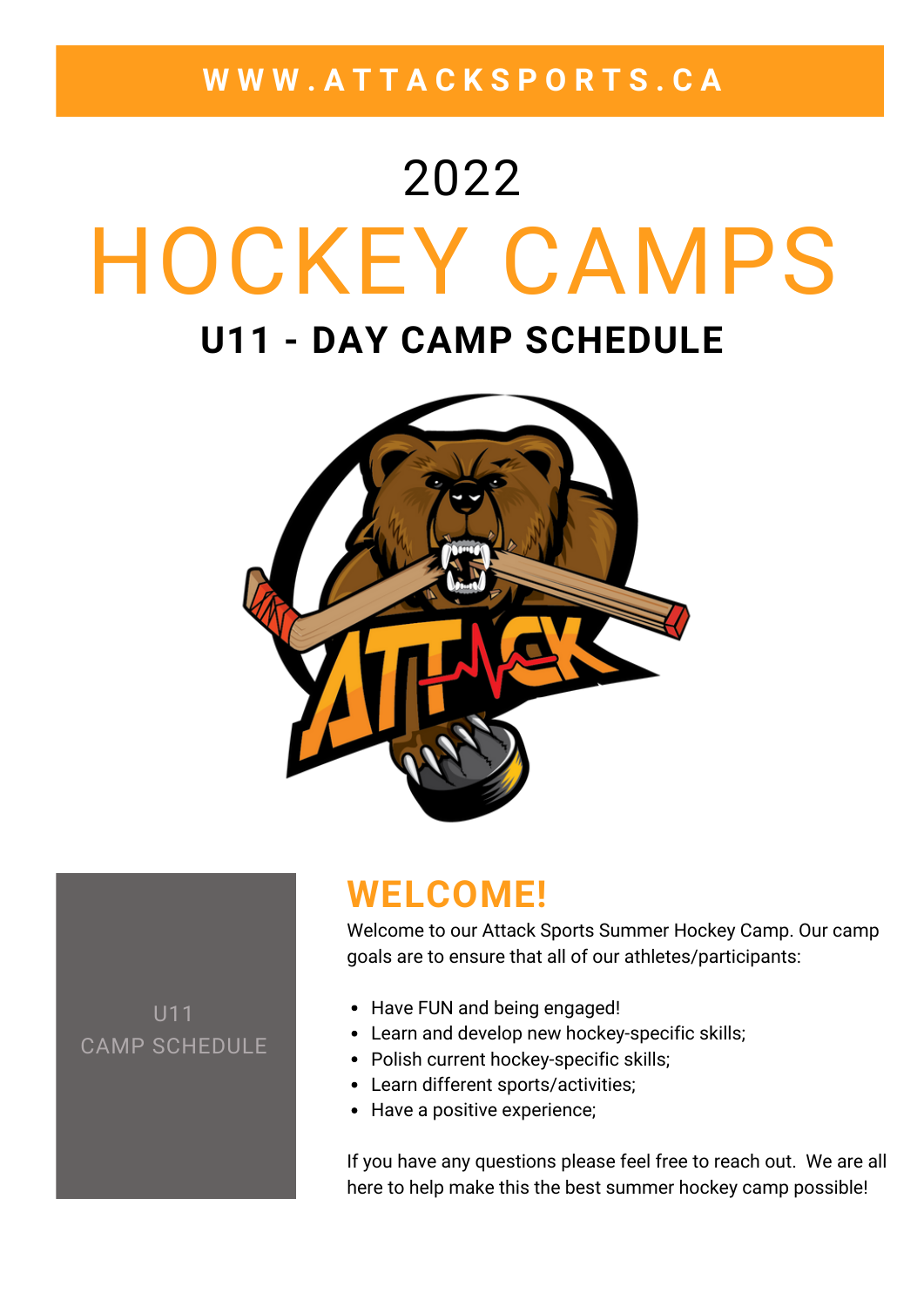WWW.ATTACKSPORTS.CA

# 2022
# HOCKEY CAMPS

## U11 - DAY CAMP SCHEDULE

U11
CAMP SCHEDULE

## WELCOME!

Welcome to our Attack Sports Summer Hockey Camp. Our camp goals are to ensure that all of our athletes/participants:

- Have FUN and being engaged!
- Learn and develop new hockey-specific skills;
- Polish current hockey-specific skills;
- Learn different sports/activities;
- Have a positive experience;

If you have any questions please feel free to reach out. We are all here to help make this the best summer hockey camp possible!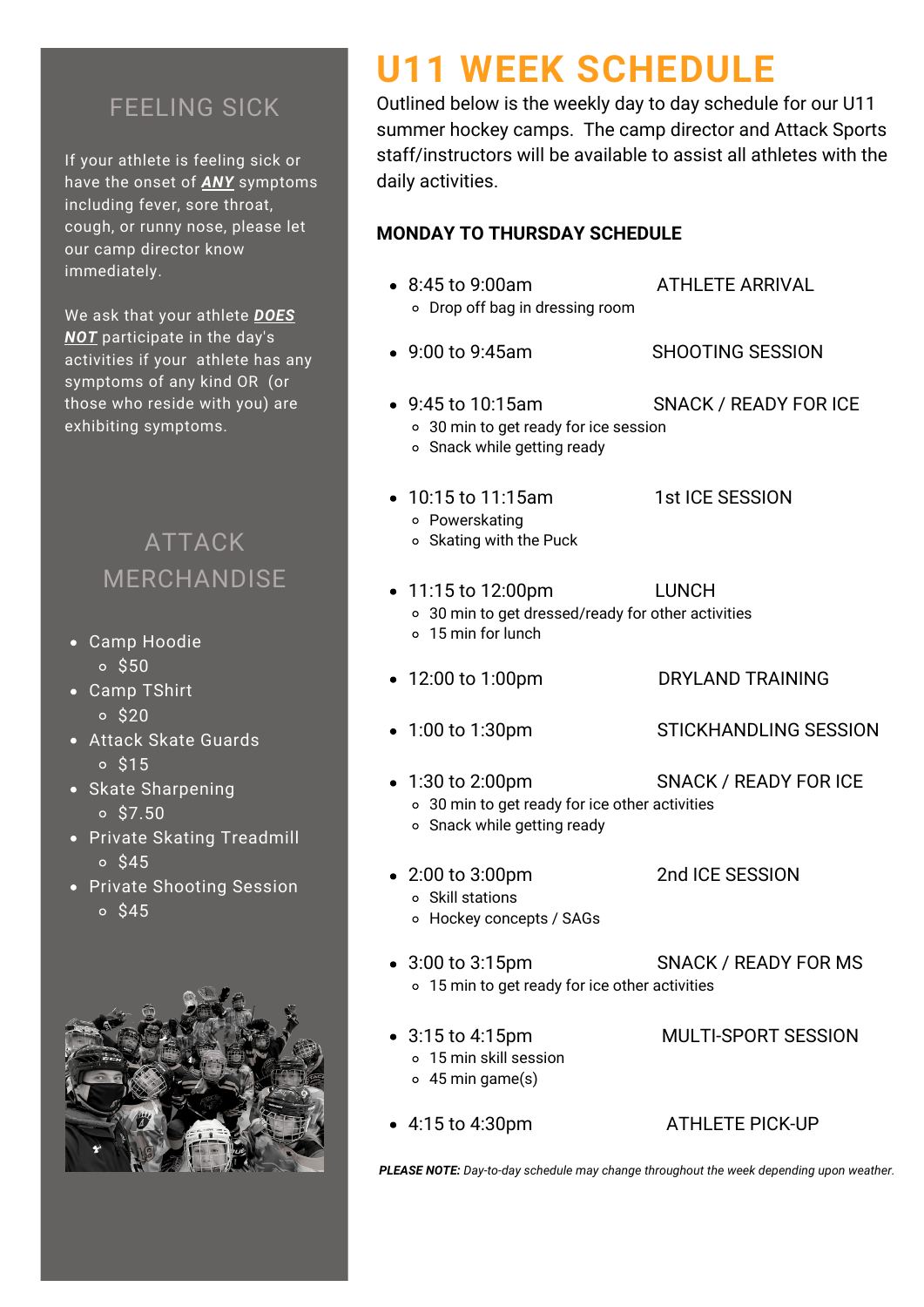# U11 WEEK SCHEDULE

Outlined below is the weekly day to day schedule for our U11 summer hockey camps. The camp director and Attack Sports staff/instructors will be available to assist all athletes with the daily activities.

## MONDAY TO THURSDAY SCHEDULE

- 8:45 to 9:00am — ATHLETE ARRIVAL
  - Drop off bag in dressing room
- 9:00 to 9:45am — SHOOTING SESSION
- 9:45 to 10:15am — SNACK / READY FOR ICE
  - 30 min to get ready for ice session
  - Snack while getting ready
- 10:15 to 11:15am — 1st ICE SESSION
  - Powerskating
  - Skating with the Puck
- 11:15 to 12:00pm — LUNCH
  - 30 min to get dressed/ready for other activities
  - 15 min for lunch
- 12:00 to 1:00pm — DRYLAND TRAINING
- 1:00 to 1:30pm — STICKHANDLING SESSION
- 1:30 to 2:00pm — SNACK / READY FOR ICE
  - 30 min to get ready for ice other activities
  - Snack while getting ready
- 2:00 to 3:00pm — 2nd ICE SESSION
  - Skill stations
  - Hockey concepts / SAGs
- 3:00 to 3:15pm — SNACK / READY FOR MS
  - 15 min to get ready for ice other activities
- 3:15 to 4:15pm — MULTI-SPORT SESSION
  - 15 min skill session
  - 45 min game(s)
- 4:15 to 4:30pm — ATHLETE PICK-UP

***PLEASE NOTE:*** *Day-to-day schedule may change throughout the week depending upon weather.*

## FEELING SICK

If your athlete is feeling sick or have the onset of ***ANY*** symptoms including fever, sore throat, cough, or runny nose, please let our camp director know immediately.

We ask that your athlete ***DOES NOT*** participate in the day's activities if your athlete has any symptoms of any kind OR (or those who reside with you) are exhibiting symptoms.

## ATTACK MERCHANDISE

- Camp Hoodie
  - $50
- Camp TShirt
  - $20
- Attack Skate Guards
  - $15
- Skate Sharpening
  - $7.50
- Private Skating Treadmill
  - $45
- Private Shooting Session
  - $45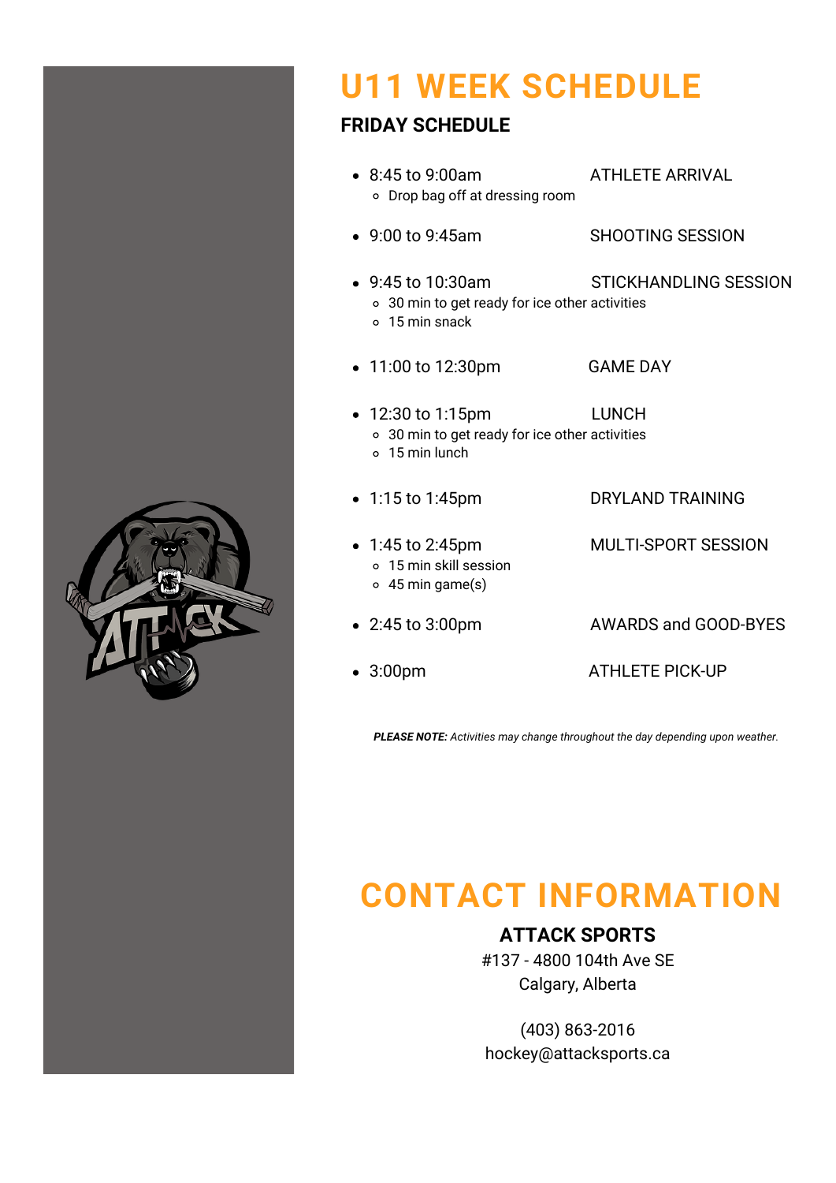# U11 WEEK SCHEDULE

### FRIDAY SCHEDULE

- 8:45 to 9:00am ATHLETE ARRIVAL
  - Drop bag off at dressing room
- 9:00 to 9:45am SHOOTING SESSION
- 9:45 to 10:30am STICKHANDLING SESSION
  - 30 min to get ready for ice other activities
  - 15 min snack
- 11:00 to 12:30pm GAME DAY
- 12:30 to 1:15pm LUNCH
  - 30 min to get ready for ice other activities
  - 15 min lunch
- 1:15 to 1:45pm DRYLAND TRAINING
- 1:45 to 2:45pm MULTI-SPORT SESSION
  - 15 min skill session
  - 45 min game(s)
- 2:45 to 3:00pm AWARDS and GOOD-BYES
- 3:00pm ATHLETE PICK-UP

***PLEASE NOTE:*** *Activities may change throughout the day depending upon weather.*

# CONTACT INFORMATION

**ATTACK SPORTS**
#137 - 4800 104th Ave SE
Calgary, Alberta

(403) 863-2016
hockey@attacksports.ca